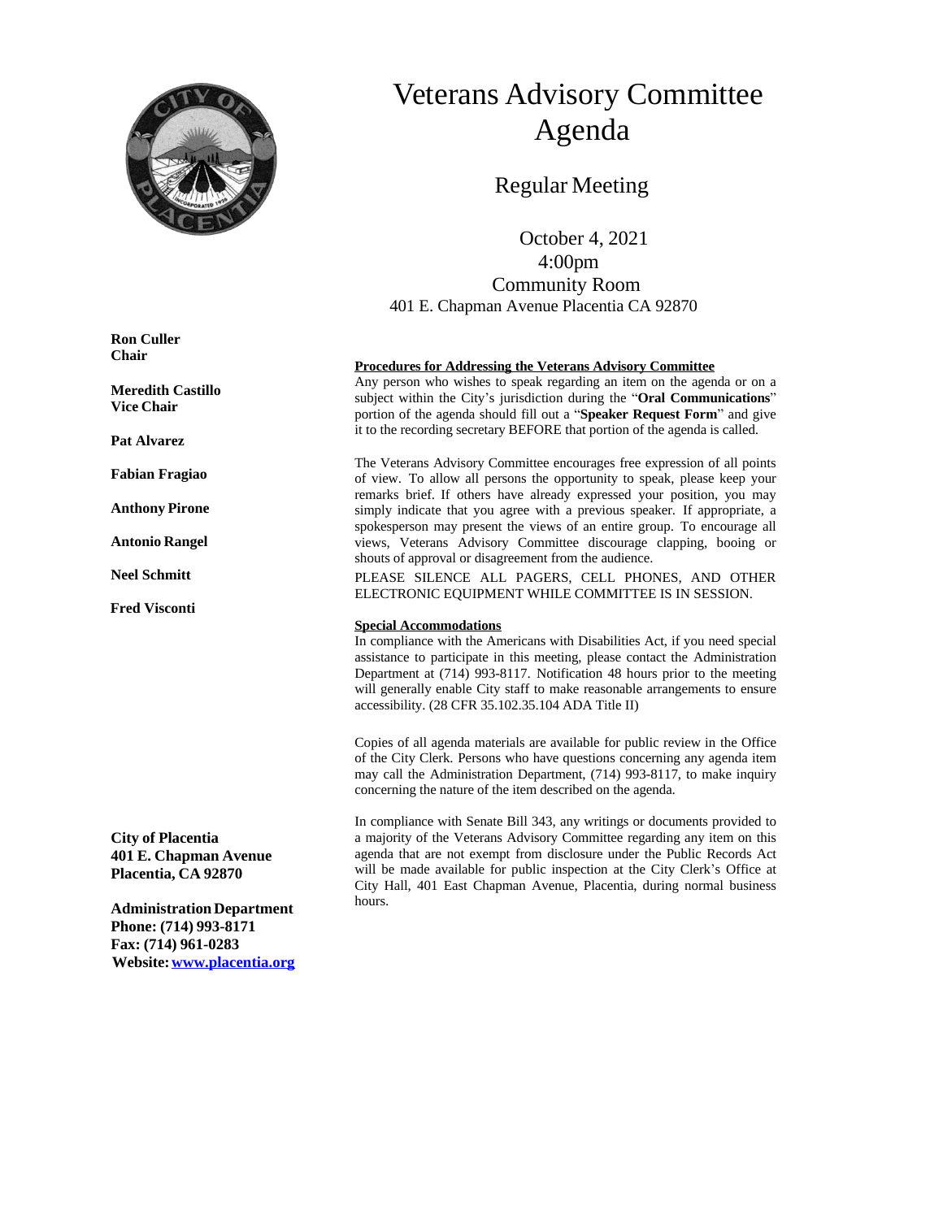# Veterans Advisory Committee Agenda

## Regular Meeting

October 4, 2021
4:00pm
Community Room
401 E. Chapman Avenue Placentia CA 92870

**Ron Culler**
**Chair**

**Meredith Castillo**
**Vice Chair**

**Pat Alvarez**

**Fabian Fragiao**

**Anthony Pirone**

**Antonio Rangel**

**Neel Schmitt**

**Fred Visconti**

**City of Placentia**
**401 E. Chapman Avenue**
**Placentia, CA 92870**

**Administration Department**
**Phone: (714) 993-8171**
**Fax: (714) 961-0283**
**Website: www.placentia.org**

**Procedures for Addressing the Veterans Advisory Committee**

Any person who wishes to speak regarding an item on the agenda or on a subject within the City's jurisdiction during the "**Oral Communications**" portion of the agenda should fill out a "**Speaker Request Form**" and give it to the recording secretary BEFORE that portion of the agenda is called.

The Veterans Advisory Committee encourages free expression of all points of view. To allow all persons the opportunity to speak, please keep your remarks brief. If others have already expressed your position, you may simply indicate that you agree with a previous speaker. If appropriate, a spokesperson may present the views of an entire group. To encourage all views, Veterans Advisory Committee discourage clapping, booing or shouts of approval or disagreement from the audience.

PLEASE SILENCE ALL PAGERS, CELL PHONES, AND OTHER ELECTRONIC EQUIPMENT WHILE COMMITTEE IS IN SESSION.

**Special Accommodations**

In compliance with the Americans with Disabilities Act, if you need special assistance to participate in this meeting, please contact the Administration Department at (714) 993-8117. Notification 48 hours prior to the meeting will generally enable City staff to make reasonable arrangements to ensure accessibility. (28 CFR 35.102.35.104 ADA Title II)

Copies of all agenda materials are available for public review in the Office of the City Clerk. Persons who have questions concerning any agenda item may call the Administration Department, (714) 993-8117, to make inquiry concerning the nature of the item described on the agenda.

In compliance with Senate Bill 343, any writings or documents provided to a majority of the Veterans Advisory Committee regarding any item on this agenda that are not exempt from disclosure under the Public Records Act will be made available for public inspection at the City Clerk's Office at City Hall, 401 East Chapman Avenue, Placentia, during normal business hours.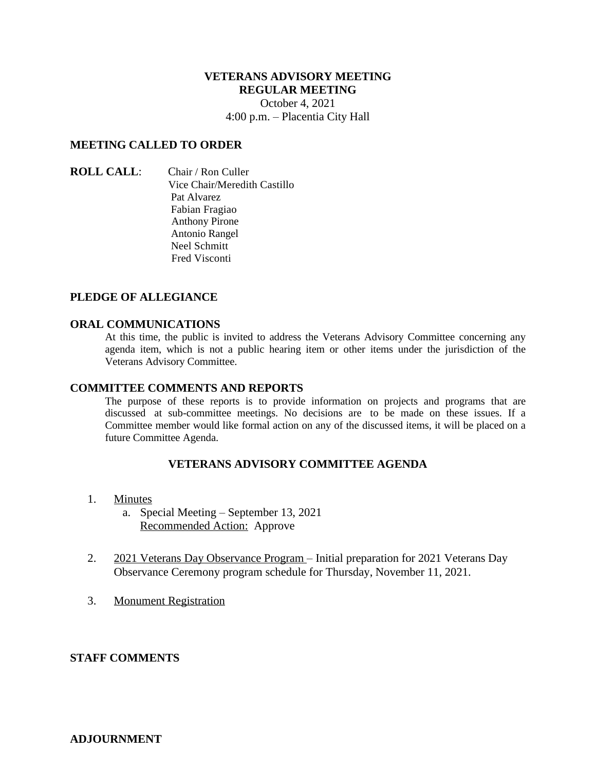**VETERANS ADVISORY MEETING**
**REGULAR MEETING**
October 4, 2021
4:00 p.m. – Placentia City Hall

## MEETING CALLED TO ORDER

**ROLL CALL**: Chair / Ron Culler
Vice Chair/Meredith Castillo
Pat Alvarez
Fabian Fragiao
Anthony Pirone
Antonio Rangel
Neel Schmitt
Fred Visconti

## PLEDGE OF ALLEGIANCE

## ORAL COMMUNICATIONS

At this time, the public is invited to address the Veterans Advisory Committee concerning any agenda item, which is not a public hearing item or other items under the jurisdiction of the Veterans Advisory Committee.

## COMMITTEE COMMENTS AND REPORTS

The purpose of these reports is to provide information on projects and programs that are discussed at sub-committee meetings. No decisions are to be made on these issues. If a Committee member would like formal action on any of the discussed items, it will be placed on a future Committee Agenda.

## VETERANS ADVISORY COMMITTEE AGENDA

1. Minutes
   a. Special Meeting – September 13, 2021
      Recommended Action: Approve

2. 2021 Veterans Day Observance Program – Initial preparation for 2021 Veterans Day Observance Ceremony program schedule for Thursday, November 11, 2021.

3. Monument Registration

## STAFF COMMENTS

## ADJOURNMENT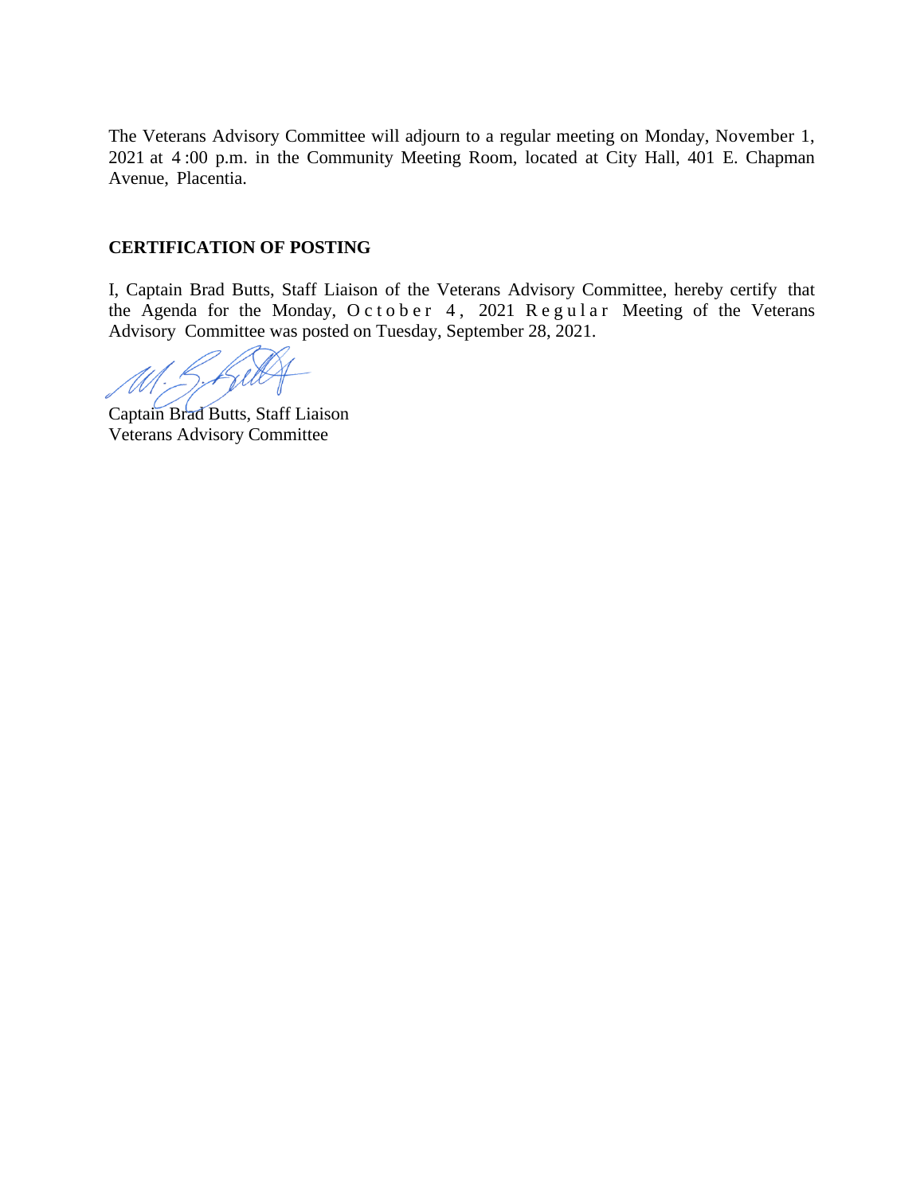The Veterans Advisory Committee will adjourn to a regular meeting on Monday, November 1, 2021 at 4:00 p.m. in the Community Meeting Room, located at City Hall, 401 E. Chapman Avenue, Placentia.

**CERTIFICATION OF POSTING**

I, Captain Brad Butts, Staff Liaison of the Veterans Advisory Committee, hereby certify that the Agenda for the Monday, October 4, 2021 Regular Meeting of the Veterans Advisory Committee was posted on Tuesday, September 28, 2021.

Captain Brad Butts, Staff Liaison
Veterans Advisory Committee